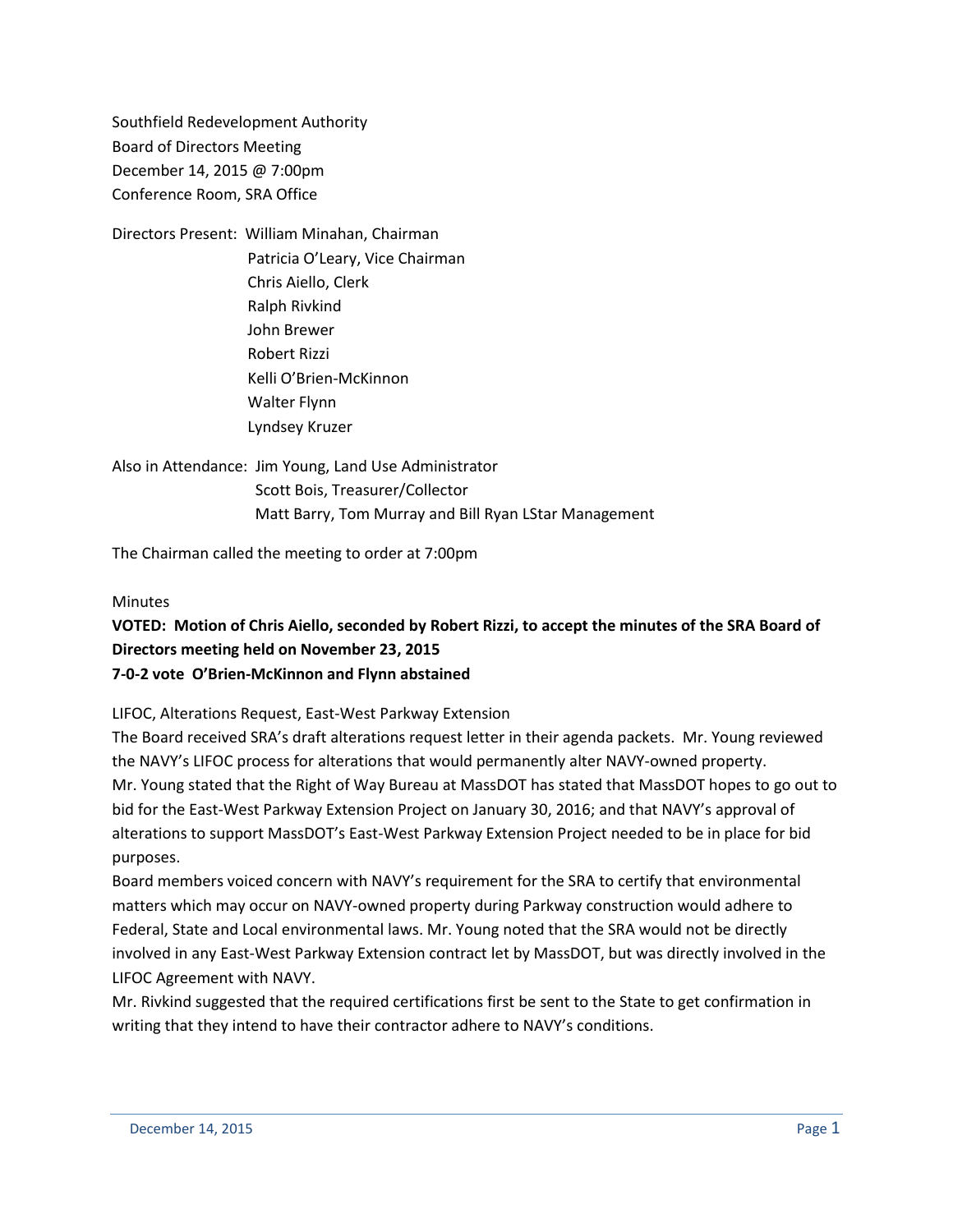Southfield Redevelopment Authority
Board of Directors Meeting
December 14, 2015 @ 7:00pm
Conference Room, SRA Office

Directors Present: William Minahan, Chairman
Patricia O'Leary, Vice Chairman
Chris Aiello, Clerk
Ralph Rivkind
John Brewer
Robert Rizzi
Kelli O'Brien-McKinnon
Walter Flynn
Lyndsey Kruzer

Also in Attendance: Jim Young, Land Use Administrator
Scott Bois, Treasurer/Collector
Matt Barry, Tom Murray and Bill Ryan LStar Management

The Chairman called the meeting to order at 7:00pm

Minutes

**VOTED: Motion of Chris Aiello, seconded by Robert Rizzi, to accept the minutes of the SRA Board of Directors meeting held on November 23, 2015**
**7-0-2 vote O'Brien-McKinnon and Flynn abstained**

LIFOC, Alterations Request, East-West Parkway Extension

The Board received SRA's draft alterations request letter in their agenda packets. Mr. Young reviewed the NAVY's LIFOC process for alterations that would permanently alter NAVY-owned property.
Mr. Young stated that the Right of Way Bureau at MassDOT has stated that MassDOT hopes to go out to bid for the East-West Parkway Extension Project on January 30, 2016; and that NAVY's approval of alterations to support MassDOT's East-West Parkway Extension Project needed to be in place for bid purposes.
Board members voiced concern with NAVY's requirement for the SRA to certify that environmental matters which may occur on NAVY-owned property during Parkway construction would adhere to Federal, State and Local environmental laws. Mr. Young noted that the SRA would not be directly involved in any East-West Parkway Extension contract let by MassDOT, but was directly involved in the LIFOC Agreement with NAVY.
Mr. Rivkind suggested that the required certifications first be sent to the State to get confirmation in writing that they intend to have their contractor adhere to NAVY's conditions.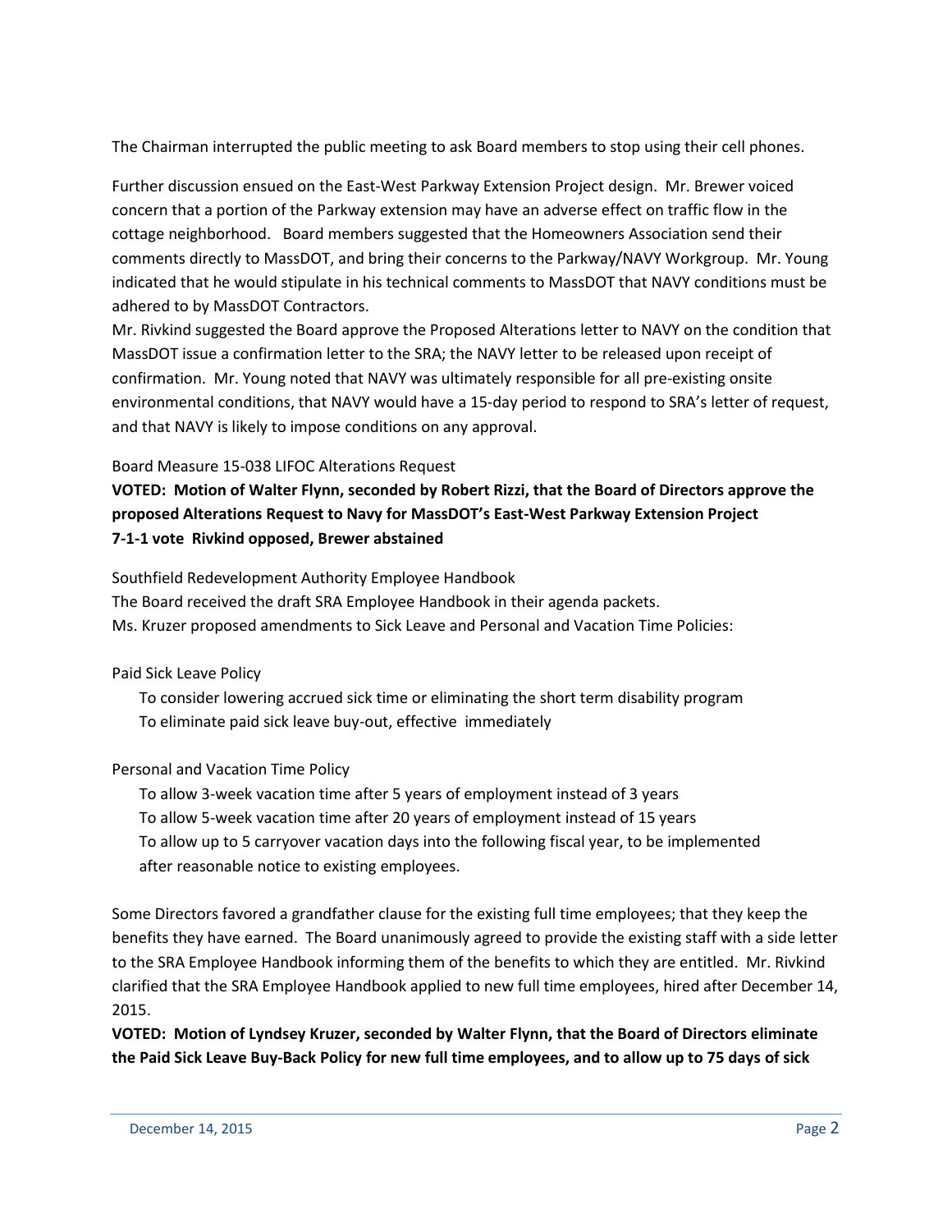The Chairman interrupted the public meeting to ask Board members to stop using their cell phones.

Further discussion ensued on the East-West Parkway Extension Project design. Mr. Brewer voiced concern that a portion of the Parkway extension may have an adverse effect on traffic flow in the cottage neighborhood. Board members suggested that the Homeowners Association send their comments directly to MassDOT, and bring their concerns to the Parkway/NAVY Workgroup. Mr. Young indicated that he would stipulate in his technical comments to MassDOT that NAVY conditions must be adhered to by MassDOT Contractors.

Mr. Rivkind suggested the Board approve the Proposed Alterations letter to NAVY on the condition that MassDOT issue a confirmation letter to the SRA; the NAVY letter to be released upon receipt of confirmation. Mr. Young noted that NAVY was ultimately responsible for all pre-existing onsite environmental conditions, that NAVY would have a 15-day period to respond to SRA's letter of request, and that NAVY is likely to impose conditions on any approval.

Board Measure 15-038 LIFOC Alterations Request

**VOTED: Motion of Walter Flynn, seconded by Robert Rizzi, that the Board of Directors approve the proposed Alterations Request to Navy for MassDOT's East-West Parkway Extension Project**
**7-1-1 vote Rivkind opposed, Brewer abstained**

Southfield Redevelopment Authority Employee Handbook

The Board received the draft SRA Employee Handbook in their agenda packets.

Ms. Kruzer proposed amendments to Sick Leave and Personal and Vacation Time Policies:

Paid Sick Leave Policy

- To consider lowering accrued sick time or eliminating the short term disability program
- To eliminate paid sick leave buy-out, effective immediately

Personal and Vacation Time Policy

- To allow 3-week vacation time after 5 years of employment instead of 3 years
- To allow 5-week vacation time after 20 years of employment instead of 15 years
- To allow up to 5 carryover vacation days into the following fiscal year, to be implemented after reasonable notice to existing employees.

Some Directors favored a grandfather clause for the existing full time employees; that they keep the benefits they have earned. The Board unanimously agreed to provide the existing staff with a side letter to the SRA Employee Handbook informing them of the benefits to which they are entitled. Mr. Rivkind clarified that the SRA Employee Handbook applied to new full time employees, hired after December 14, 2015.

**VOTED: Motion of Lyndsey Kruzer, seconded by Walter Flynn, that the Board of Directors eliminate the Paid Sick Leave Buy-Back Policy for new full time employees, and to allow up to 75 days of sick**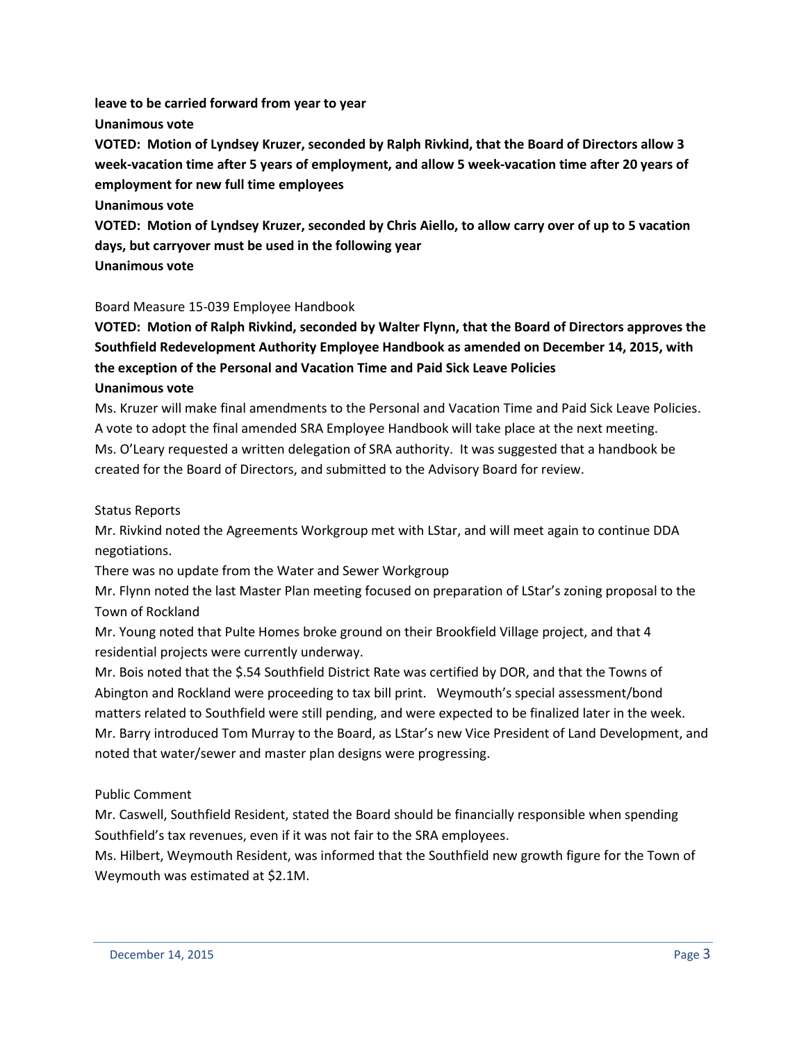**leave to be carried forward from year to year**

**Unanimous vote**

**VOTED: Motion of Lyndsey Kruzer, seconded by Ralph Rivkind, that the Board of Directors allow 3 week-vacation time after 5 years of employment, and allow 5 week-vacation time after 20 years of employment for new full time employees**

**Unanimous vote**

**VOTED: Motion of Lyndsey Kruzer, seconded by Chris Aiello, to allow carry over of up to 5 vacation days, but carryover must be used in the following year**

**Unanimous vote**

Board Measure 15-039 Employee Handbook

**VOTED: Motion of Ralph Rivkind, seconded by Walter Flynn, that the Board of Directors approves the Southfield Redevelopment Authority Employee Handbook as amended on December 14, 2015, with the exception of the Personal and Vacation Time and Paid Sick Leave Policies**

**Unanimous vote**

Ms. Kruzer will make final amendments to the Personal and Vacation Time and Paid Sick Leave Policies. A vote to adopt the final amended SRA Employee Handbook will take place at the next meeting.

Ms. O'Leary requested a written delegation of SRA authority. It was suggested that a handbook be created for the Board of Directors, and submitted to the Advisory Board for review.

Status Reports

Mr. Rivkind noted the Agreements Workgroup met with LStar, and will meet again to continue DDA negotiations.

There was no update from the Water and Sewer Workgroup

Mr. Flynn noted the last Master Plan meeting focused on preparation of LStar's zoning proposal to the Town of Rockland

Mr. Young noted that Pulte Homes broke ground on their Brookfield Village project, and that 4 residential projects were currently underway.

Mr. Bois noted that the $.54 Southfield District Rate was certified by DOR, and that the Towns of Abington and Rockland were proceeding to tax bill print. Weymouth's special assessment/bond matters related to Southfield were still pending, and were expected to be finalized later in the week.

Mr. Barry introduced Tom Murray to the Board, as LStar's new Vice President of Land Development, and noted that water/sewer and master plan designs were progressing.

Public Comment

Mr. Caswell, Southfield Resident, stated the Board should be financially responsible when spending Southfield's tax revenues, even if it was not fair to the SRA employees.

Ms. Hilbert, Weymouth Resident, was informed that the Southfield new growth figure for the Town of Weymouth was estimated at $2.1M.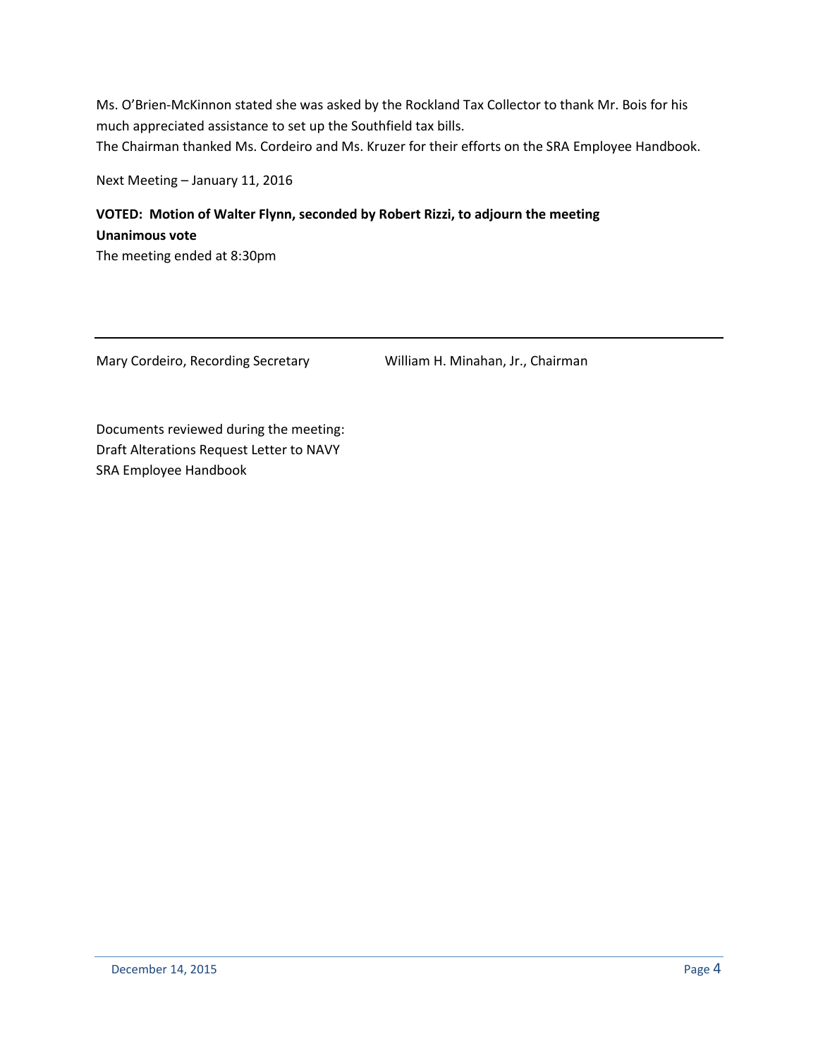Ms. O'Brien-McKinnon stated she was asked by the Rockland Tax Collector to thank Mr. Bois for his much appreciated assistance to set up the Southfield tax bills.
The Chairman thanked Ms. Cordeiro and Ms. Kruzer for their efforts on the SRA Employee Handbook.

Next Meeting – January 11, 2016

**VOTED: Motion of Walter Flynn, seconded by Robert Rizzi, to adjourn the meeting**
**Unanimous vote**
The meeting ended at 8:30pm

---

Mary Cordeiro, Recording Secretary          William H. Minahan, Jr., Chairman

Documents reviewed during the meeting:
Draft Alterations Request Letter to NAVY
SRA Employee Handbook